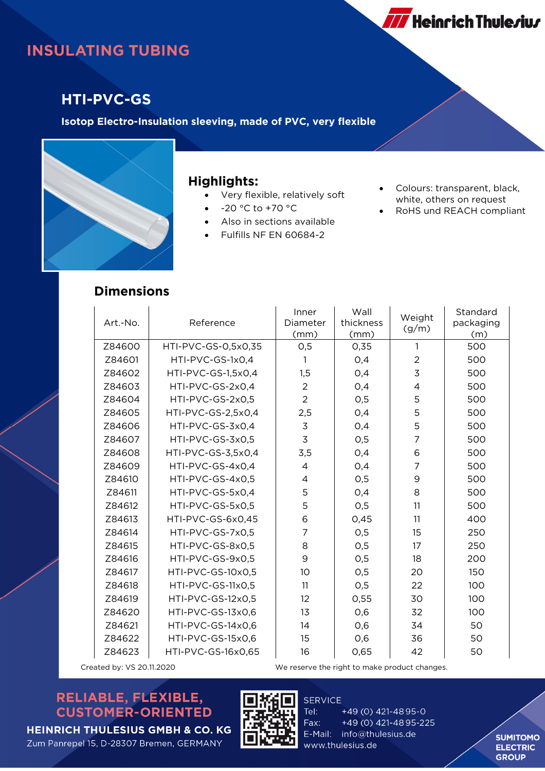# INSULATING TUBING

## HTI-PVC-GS

**Isotop Electro-Insulation sleeving, made of PVC, very flexible**

### Highlights:

- Very flexible, relatively soft
- -20 °C to +70 °C
- Also in sections available
- Fulfills NF EN 60684-2
- Colours: transparent, black, white, others on request
- RoHS und REACH compliant

### Dimensions

| Art.-No. | Reference | Inner Diameter (mm) | Wall thickness (mm) | Weight (g/m) | Standard packaging (m) |
|---|---|---|---|---|---|
| Z84600 | HTI-PVC-GS-0,5x0,35 | 0,5 | 0,35 | 1 | 500 |
| Z84601 | HTI-PVC-GS-1x0,4 | 1 | 0,4 | 2 | 500 |
| Z84602 | HTI-PVC-GS-1,5x0,4 | 1,5 | 0,4 | 3 | 500 |
| Z84603 | HTI-PVC-GS-2x0,4 | 2 | 0,4 | 4 | 500 |
| Z84604 | HTI-PVC-GS-2x0,5 | 2 | 0,5 | 5 | 500 |
| Z84605 | HTI-PVC-GS-2,5x0,4 | 2,5 | 0,4 | 5 | 500 |
| Z84606 | HTI-PVC-GS-3x0,4 | 3 | 0,4 | 5 | 500 |
| Z84607 | HTI-PVC-GS-3x0,5 | 3 | 0,5 | 7 | 500 |
| Z84608 | HTI-PVC-GS-3,5x0,4 | 3,5 | 0,4 | 6 | 500 |
| Z84609 | HTI-PVC-GS-4x0,4 | 4 | 0,4 | 7 | 500 |
| Z84610 | HTI-PVC-GS-4x0,5 | 4 | 0,5 | 9 | 500 |
| Z84611 | HTI-PVC-GS-5x0,4 | 5 | 0,4 | 8 | 500 |
| Z84612 | HTI-PVC-GS-5x0,5 | 5 | 0,5 | 11 | 500 |
| Z84613 | HTI-PVC-GS-6x0,45 | 6 | 0,45 | 11 | 400 |
| Z84614 | HTI-PVC-GS-7x0,5 | 7 | 0,5 | 15 | 250 |
| Z84615 | HTI-PVC-GS-8x0,5 | 8 | 0,5 | 17 | 250 |
| Z84616 | HTI-PVC-GS-9x0,5 | 9 | 0,5 | 18 | 200 |
| Z84617 | HTI-PVC-GS-10x0,5 | 10 | 0,5 | 20 | 150 |
| Z84618 | HTI-PVC-GS-11x0,5 | 11 | 0,5 | 22 | 100 |
| Z84619 | HTI-PVC-GS-12x0,5 | 12 | 0,55 | 30 | 100 |
| Z84620 | HTI-PVC-GS-13x0,6 | 13 | 0,6 | 32 | 100 |
| Z84621 | HTI-PVC-GS-14x0,6 | 14 | 0,6 | 34 | 50 |
| Z84622 | HTI-PVC-GS-15x0,6 | 15 | 0,6 | 36 | 50 |
| Z84623 | HTI-PVC-GS-16x0,65 | 16 | 0,65 | 42 | 50 |

Created by: VS 20.11.2020

We reserve the right to make product changes.

**RELIABLE, FLEXIBLE, CUSTOMER-ORIENTED**

**HEINRICH THULESIUS GMBH & CO. KG**
Zum Panrepel 15, D-28307 Bremen, GERMANY

SERVICE
Tel: +49 (0) 421-4895-0
Fax: +49 (0) 421-4895-225
E-Mail: info@thulesius.de
www.thulesius.de

SUMITOMO ELECTRIC GROUP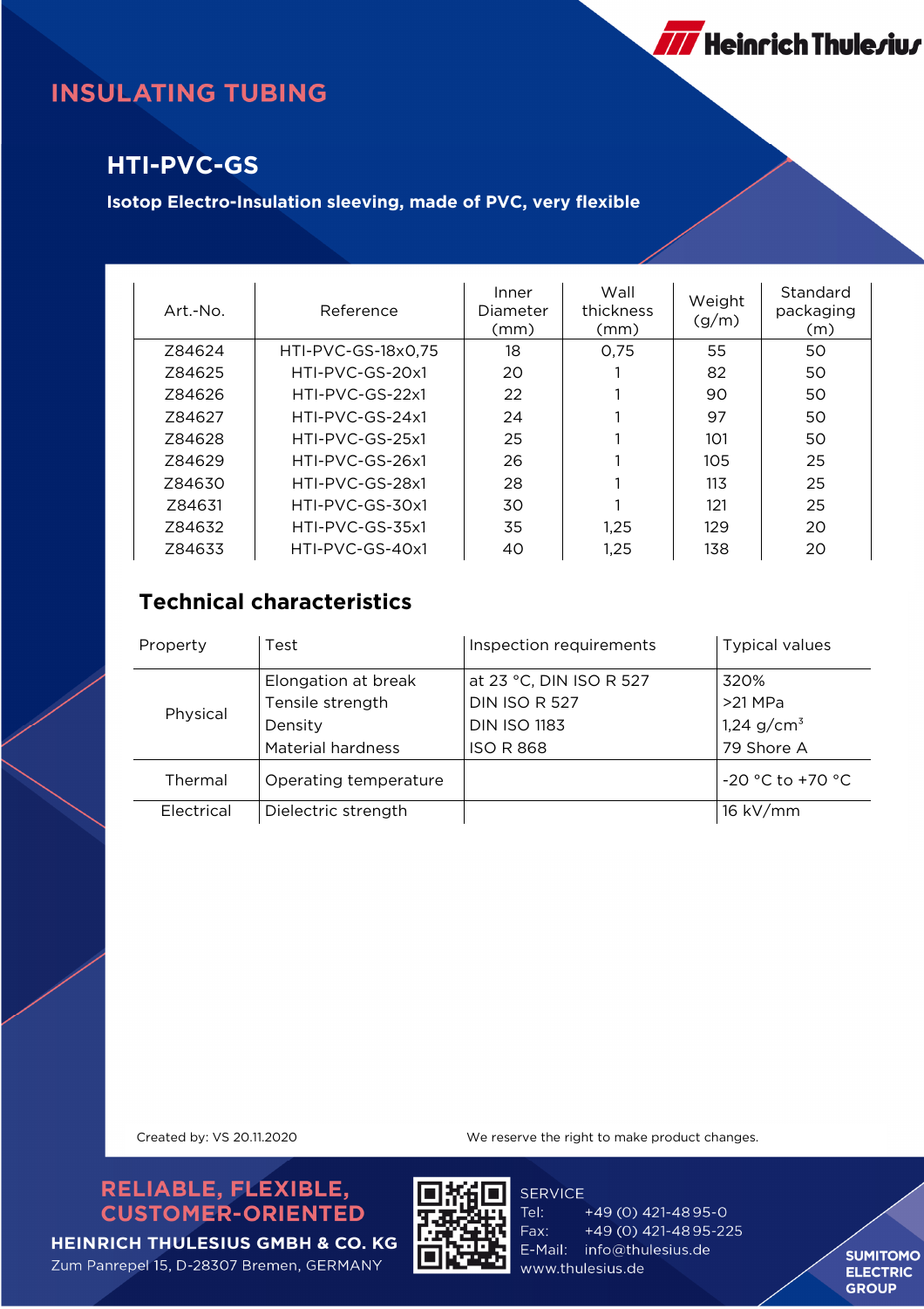# INSULATING TUBING

## HTI-PVC-GS

**Isotop Electro-Insulation sleeving, made of PVC, very flexible**

| Art.-No. | Reference | Inner Diameter (mm) | Wall thickness (mm) | Weight (g/m) | Standard packaging (m) |
|---|---|---|---|---|---|
| Z84624 | HTI-PVC-GS-18x0,75 | 18 | 0,75 | 55 | 50 |
| Z84625 | HTI-PVC-GS-20x1 | 20 | 1 | 82 | 50 |
| Z84626 | HTI-PVC-GS-22x1 | 22 | 1 | 90 | 50 |
| Z84627 | HTI-PVC-GS-24x1 | 24 | 1 | 97 | 50 |
| Z84628 | HTI-PVC-GS-25x1 | 25 | 1 | 101 | 50 |
| Z84629 | HTI-PVC-GS-26x1 | 26 | 1 | 105 | 25 |
| Z84630 | HTI-PVC-GS-28x1 | 28 | 1 | 113 | 25 |
| Z84631 | HTI-PVC-GS-30x1 | 30 | 1 | 121 | 25 |
| Z84632 | HTI-PVC-GS-35x1 | 35 | 1,25 | 129 | 20 |
| Z84633 | HTI-PVC-GS-40x1 | 40 | 1,25 | 138 | 20 |

## Technical characteristics

| Property | Test | Inspection requirements | Typical values |
|---|---|---|---|
| Physical | Elongation at break | at 23 °C, DIN ISO R 527 | 320% |
| | Tensile strength | DIN ISO R 527 | >21 MPa |
| | Density | DIN ISO 1183 | 1,24 g/cm³ |
| | Material hardness | ISO R 868 | 79 Shore A |
| Thermal | Operating temperature | | -20 °C to +70 °C |
| Electrical | Dielectric strength | | 16 kV/mm |

Created by: VS 20.11.2020

We reserve the right to make product changes.

**RELIABLE, FLEXIBLE, CUSTOMER-ORIENTED**

**HEINRICH THULESIUS GMBH & CO. KG**
Zum Panrepel 15, D-28307 Bremen, GERMANY

SERVICE
Tel: +49 (0) 421-48 95-0
Fax: +49 (0) 421-48 95-225
E-Mail: info@thulesius.de
www.thulesius.de

SUMITOMO ELECTRIC GROUP